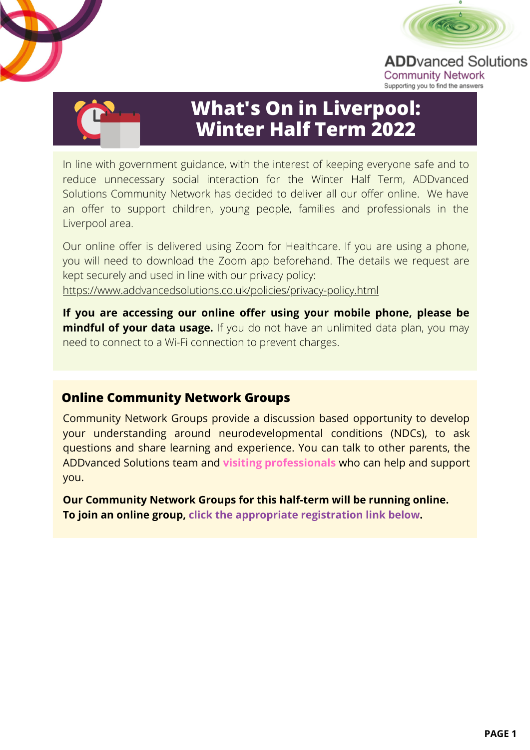ADDvanced Solutions
Community Network
Supporting you to find the answers

# What's On in Liverpool: Winter Half Term 2022

In line with government guidance, with the interest of keeping everyone safe and to reduce unnecessary social interaction for the Winter Half Term, ADDvanced Solutions Community Network has decided to deliver all our offer online. We have an offer to support children, young people, families and professionals in the Liverpool area.

Our online offer is delivered using Zoom for Healthcare. If you are using a phone, you will need to download the Zoom app beforehand. The details we request are kept securely and used in line with our privacy policy: https://www.addvancedsolutions.co.uk/policies/privacy-policy.html

**If you are accessing our online offer using your mobile phone, please be mindful of your data usage.** If you do not have an unlimited data plan, you may need to connect to a Wi-Fi connection to prevent charges.

## Online Community Network Groups

Community Network Groups provide a discussion based opportunity to develop your understanding around neurodevelopmental conditions (NDCs), to ask questions and share learning and experience. You can talk to other parents, the ADDvanced Solutions team and **visiting professionals** who can help and support you.

**Our Community Network Groups for this half-term will be running online.**
**To join an online group, click the appropriate registration link below.**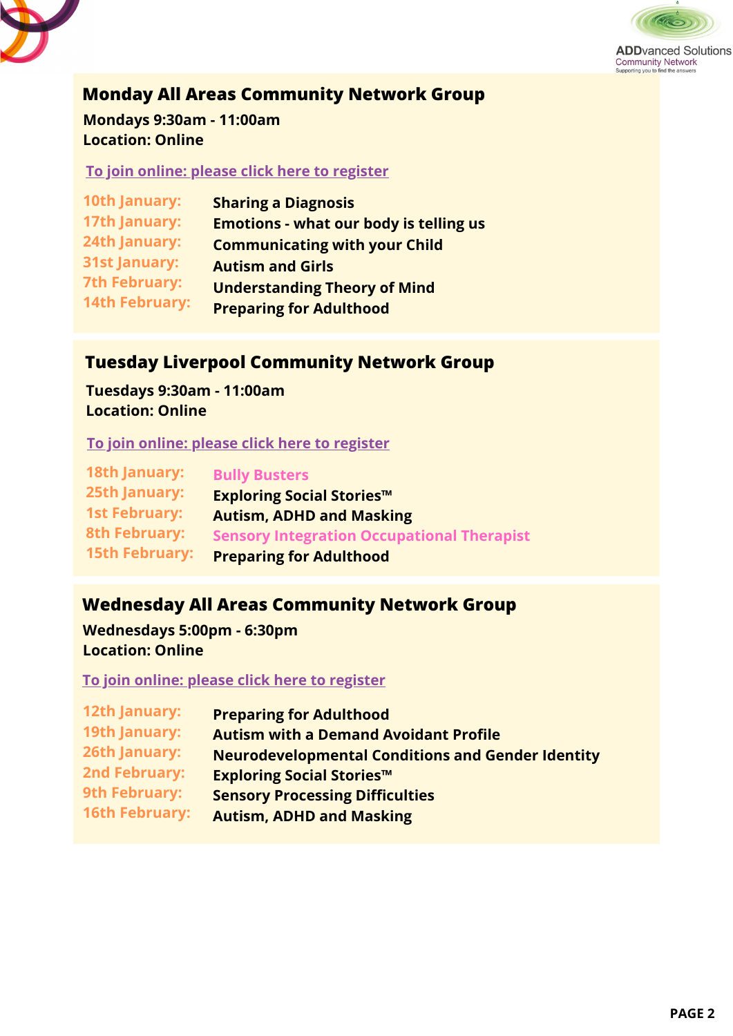## Monday All Areas Community Network Group

**Mondays 9:30am - 11:00am**
**Location: Online**

[To join online: please click here to register]

| | |
|---|---|
| 10th January: | Sharing a Diagnosis |
| 17th January: | Emotions - what our body is telling us |
| 24th January: | Communicating with your Child |
| 31st January: | Autism and Girls |
| 7th February: | Understanding Theory of Mind |
| 14th February: | Preparing for Adulthood |

## Tuesday Liverpool Community Network Group

**Tuesdays 9:30am - 11:00am**
**Location: Online**

[To join online: please click here to register]

| | |
|---|---|
| 18th January: | Bully Busters |
| 25th January: | Exploring Social Stories™ |
| 1st February: | Autism, ADHD and Masking |
| 8th February: | Sensory Integration Occupational Therapist |
| 15th February: | Preparing for Adulthood |

## Wednesday All Areas Community Network Group

**Wednesdays 5:00pm - 6:30pm**
**Location: Online**

[To join online: please click here to register]

| | |
|---|---|
| 12th January: | Preparing for Adulthood |
| 19th January: | Autism with a Demand Avoidant Profile |
| 26th January: | Neurodevelopmental Conditions and Gender Identity |
| 2nd February: | Exploring Social Stories™ |
| 9th February: | Sensory Processing Difficulties |
| 16th February: | Autism, ADHD and Masking |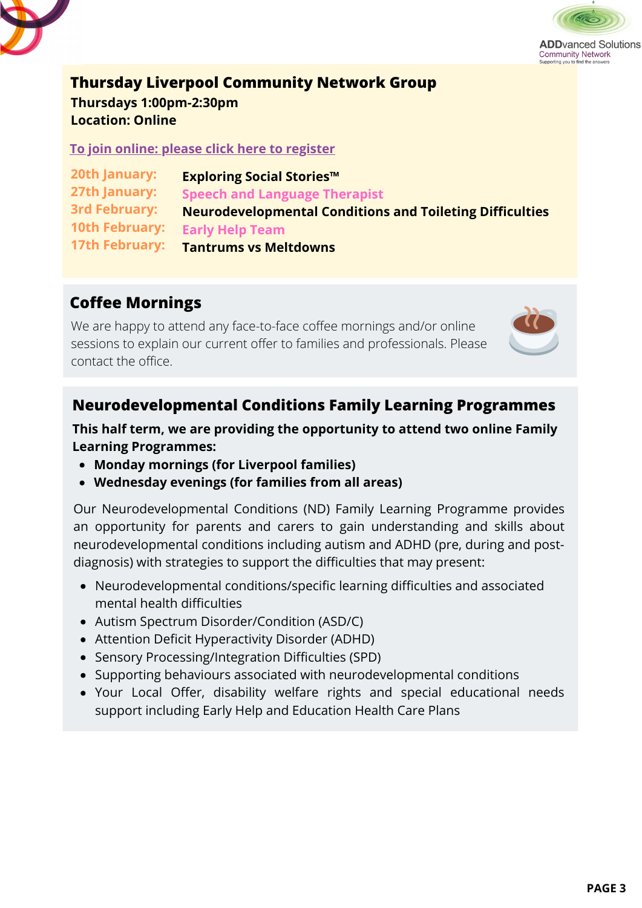## Thursday Liverpool Community Network Group

**Thursdays 1:00pm-2:30pm**
**Location: Online**

To join online: please click here to register

| | |
|---|---|
| 20th January: | **Exploring Social Stories™** |
| 27th January: | **Speech and Language Therapist** |
| 3rd February: | **Neurodevelopmental Conditions and Toileting Difficulties** |
| 10th February: | **Early Help Team** |
| 17th February: | **Tantrums vs Meltdowns** |

## Coffee Mornings

We are happy to attend any face-to-face coffee mornings and/or online sessions to explain our current offer to families and professionals. Please contact the office.

## Neurodevelopmental Conditions Family Learning Programmes

**This half term, we are providing the opportunity to attend two online Family Learning Programmes:**

- **Monday mornings (for Liverpool families)**
- **Wednesday evenings (for families from all areas)**

Our Neurodevelopmental Conditions (ND) Family Learning Programme provides an opportunity for parents and carers to gain understanding and skills about neurodevelopmental conditions including autism and ADHD (pre, during and post-diagnosis) with strategies to support the difficulties that may present:

- Neurodevelopmental conditions/specific learning difficulties and associated mental health difficulties
- Autism Spectrum Disorder/Condition (ASD/C)
- Attention Deficit Hyperactivity Disorder (ADHD)
- Sensory Processing/Integration Difficulties (SPD)
- Supporting behaviours associated with neurodevelopmental conditions
- Your Local Offer, disability welfare rights and special educational needs support including Early Help and Education Health Care Plans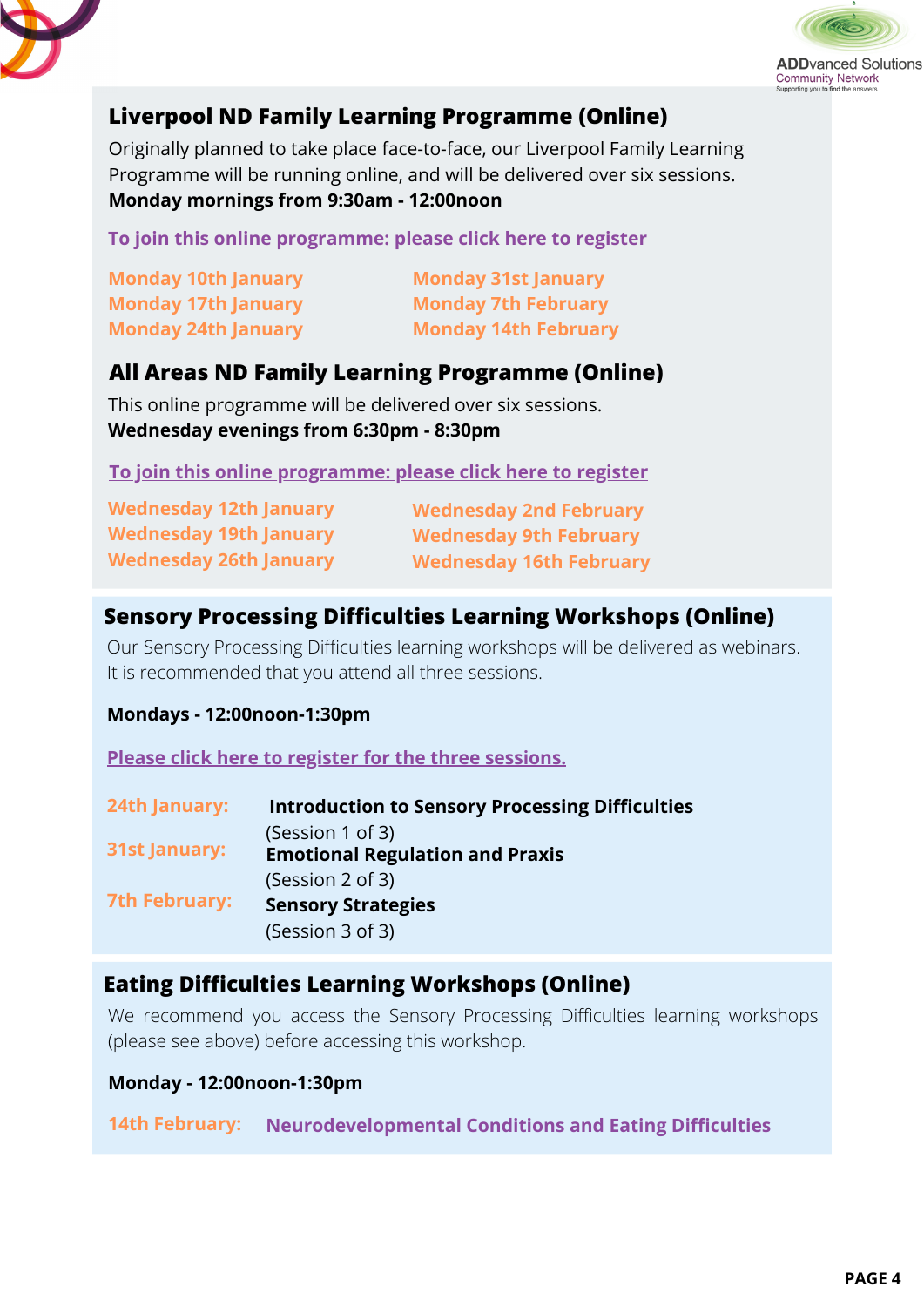## Liverpool ND Family Learning Programme (Online)

Originally planned to take place face-to-face, our Liverpool Family Learning Programme will be running online, and will be delivered over six sessions.
**Monday mornings from 9:30am - 12:00noon**

To join this online programme: please click here to register

- Monday 10th January
- Monday 17th January
- Monday 24th January
- Monday 31st January
- Monday 7th February
- Monday 14th February

## All Areas ND Family Learning Programme (Online)

This online programme will be delivered over six sessions.
**Wednesday evenings from 6:30pm - 8:30pm**

To join this online programme: please click here to register

- Wednesday 12th January
- Wednesday 19th January
- Wednesday 26th January
- Wednesday 2nd February
- Wednesday 9th February
- Wednesday 16th February

## Sensory Processing Difficulties Learning Workshops (Online)

Our Sensory Processing Difficulties learning workshops will be delivered as webinars. It is recommended that you attend all three sessions.

**Mondays - 12:00noon-1:30pm**

Please click here to register for the three sessions.

- 24th January: **Introduction to Sensory Processing Difficulties** (Session 1 of 3)
- 31st January: **Emotional Regulation and Praxis** (Session 2 of 3)
- 7th February: **Sensory Strategies** (Session 3 of 3)

## Eating Difficulties Learning Workshops (Online)

We recommend you access the Sensory Processing Difficulties learning workshops (please see above) before accessing this workshop.

**Monday - 12:00noon-1:30pm**

14th February: Neurodevelopmental Conditions and Eating Difficulties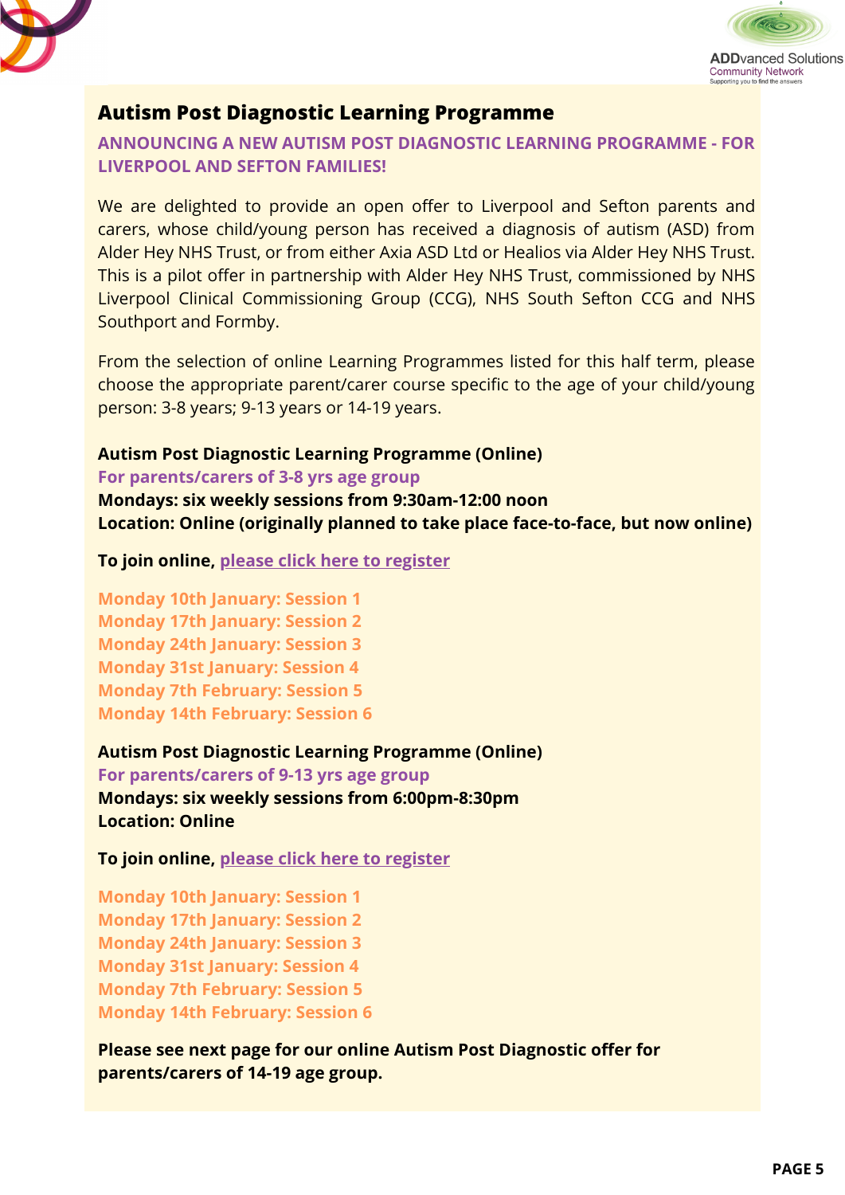# Autism Post Diagnostic Learning Programme

**ANNOUNCING A NEW AUTISM POST DIAGNOSTIC LEARNING PROGRAMME - FOR LIVERPOOL AND SEFTON FAMILIES!**

We are delighted to provide an open offer to Liverpool and Sefton parents and carers, whose child/young person has received a diagnosis of autism (ASD) from Alder Hey NHS Trust, or from either Axia ASD Ltd or Healios via Alder Hey NHS Trust. This is a pilot offer in partnership with Alder Hey NHS Trust, commissioned by NHS Liverpool Clinical Commissioning Group (CCG), NHS South Sefton CCG and NHS Southport and Formby.

From the selection of online Learning Programmes listed for this half term, please choose the appropriate parent/carer course specific to the age of your child/young person: 3-8 years; 9-13 years or 14-19 years.

**Autism Post Diagnostic Learning Programme (Online)**
**For parents/carers of 3-8 yrs age group**
**Mondays: six weekly sessions from 9:30am-12:00 noon**
**Location: Online (originally planned to take place face-to-face, but now online)**

**To join online, please click here to register**

**Monday 10th January: Session 1**
**Monday 17th January: Session 2**
**Monday 24th January: Session 3**
**Monday 31st January: Session 4**
**Monday 7th February: Session 5**
**Monday 14th February: Session 6**

**Autism Post Diagnostic Learning Programme (Online)**
**For parents/carers of 9-13 yrs age group**
**Mondays: six weekly sessions from 6:00pm-8:30pm**
**Location: Online**

**To join online, please click here to register**

**Monday 10th January: Session 1**
**Monday 17th January: Session 2**
**Monday 24th January: Session 3**
**Monday 31st January: Session 4**
**Monday 7th February: Session 5**
**Monday 14th February: Session 6**

**Please see next page for our online Autism Post Diagnostic offer for parents/carers of 14-19 age group.**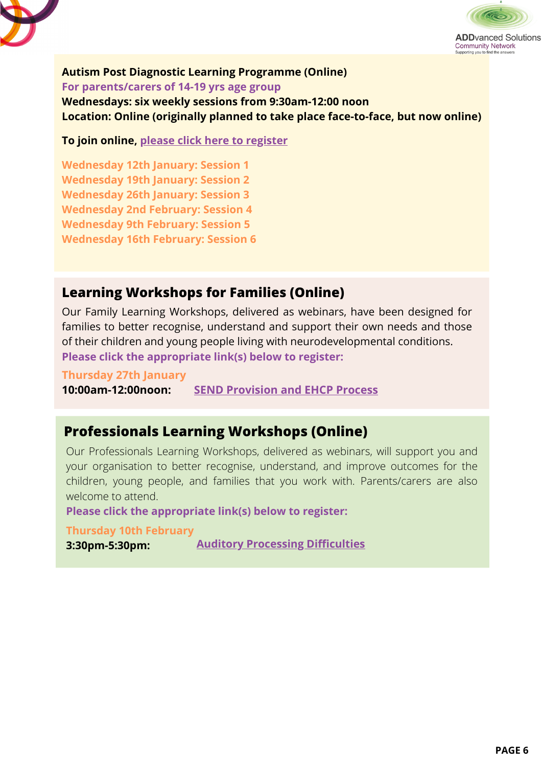**Autism Post Diagnostic Learning Programme (Online)**
**For parents/carers of 14-19 yrs age group**
**Wednesdays: six weekly sessions from 9:30am-12:00 noon**
**Location: Online (originally planned to take place face-to-face, but now online)**

**To join online, please click here to register**

**Wednesday 12th January: Session 1**
**Wednesday 19th January: Session 2**
**Wednesday 26th January: Session 3**
**Wednesday 2nd February: Session 4**
**Wednesday 9th February: Session 5**
**Wednesday 16th February: Session 6**

## Learning Workshops for Families (Online)

Our Family Learning Workshops, delivered as webinars, have been designed for families to better recognise, understand and support their own needs and those of their children and young people living with neurodevelopmental conditions.

**Please click the appropriate link(s) below to register:**

**Thursday 27th January**
**10:00am-12:00noon:** **SEND Provision and EHCP Process**

## Professionals Learning Workshops (Online)

Our Professionals Learning Workshops, delivered as webinars, will support you and your organisation to better recognise, understand, and improve outcomes for the children, young people, and families that you work with. Parents/carers are also welcome to attend.

**Please click the appropriate link(s) below to register:**

**Thursday 10th February**
**3:30pm-5:30pm:** **Auditory Processing Difficulties**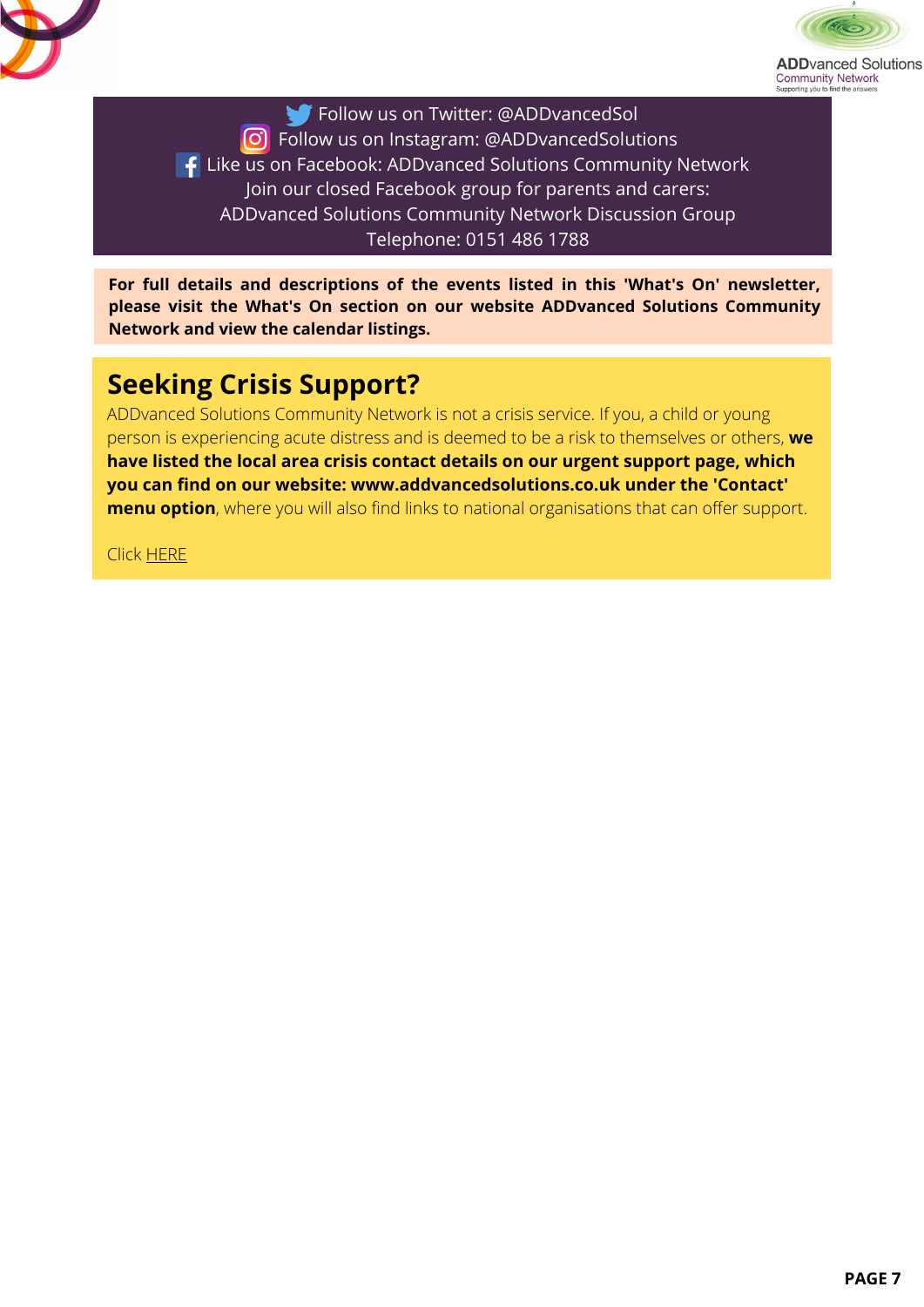Follow us on Twitter: @ADDvancedSol
Follow us on Instagram: @ADDvancedSolutions
Like us on Facebook: ADDvanced Solutions Community Network
Join our closed Facebook group for parents and carers:
ADDvanced Solutions Community Network Discussion Group
Telephone: 0151 486 1788

**For full details and descriptions of the events listed in this 'What's On' newsletter, please visit the What's On section on our website ADDvanced Solutions Community Network and view the calendar listings.**

## Seeking Crisis Support?

ADDvanced Solutions Community Network is not a crisis service. If you, a child or young person is experiencing acute distress and is deemed to be a risk to themselves or others, **we have listed the local area crisis contact details on our urgent support page, which you can find on our website: www.addvancedsolutions.co.uk under the 'Contact' menu option**, where you will also find links to national organisations that can offer support.

Click HERE